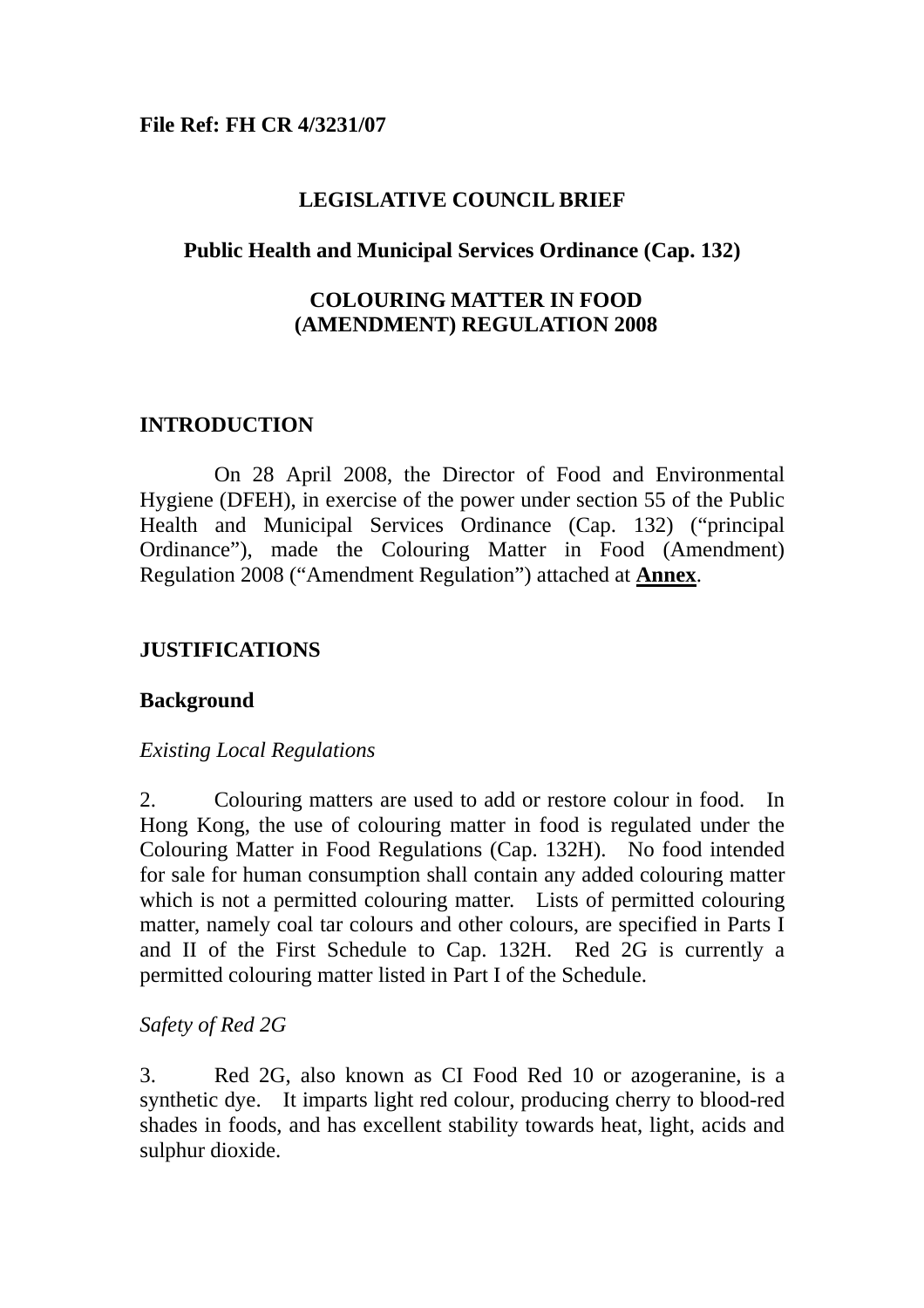**File Ref: FH CR 4/3231/07**

# LEGISLATIVE COUNCIL BRIEF

## Public Health and Municipal Services Ordinance (Cap. 132)

## COLOURING MATTER IN FOOD (AMENDMENT) REGULATION 2008

## INTRODUCTION

On 28 April 2008, the Director of Food and Environmental Hygiene (DFEH), in exercise of the power under section 55 of the Public Health and Municipal Services Ordinance (Cap. 132) ("principal Ordinance"), made the Colouring Matter in Food (Amendment) Regulation 2008 ("Amendment Regulation") attached at **Annex**.

## JUSTIFICATIONS

### Background

*Existing Local Regulations*

2. Colouring matters are used to add or restore colour in food. In Hong Kong, the use of colouring matter in food is regulated under the Colouring Matter in Food Regulations (Cap. 132H). No food intended for sale for human consumption shall contain any added colouring matter which is not a permitted colouring matter. Lists of permitted colouring matter, namely coal tar colours and other colours, are specified in Parts I and II of the First Schedule to Cap. 132H. Red 2G is currently a permitted colouring matter listed in Part I of the Schedule.

*Safety of Red 2G*

3. Red 2G, also known as CI Food Red 10 or azogeranine, is a synthetic dye. It imparts light red colour, producing cherry to blood-red shades in foods, and has excellent stability towards heat, light, acids and sulphur dioxide.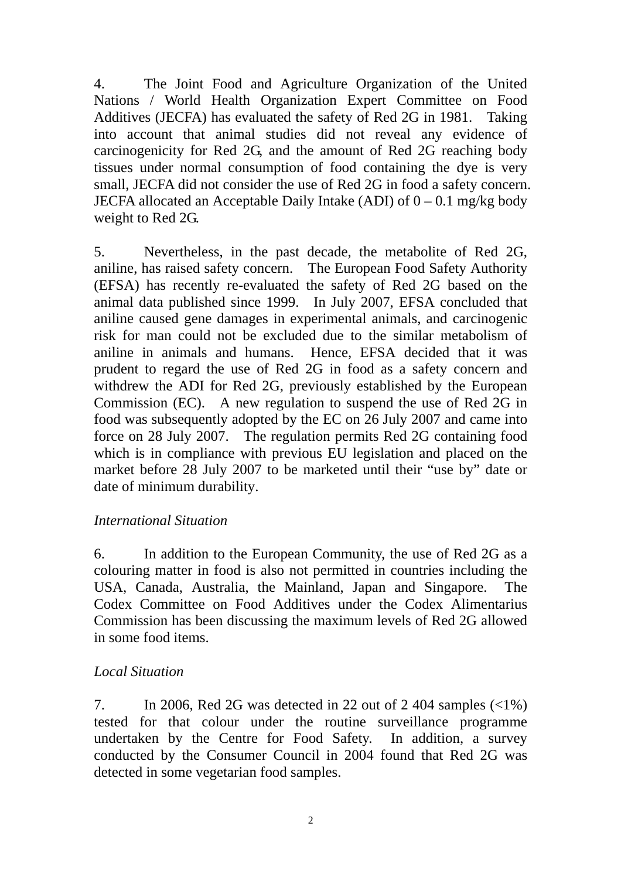4. The Joint Food and Agriculture Organization of the United Nations / World Health Organization Expert Committee on Food Additives (JECFA) has evaluated the safety of Red 2G in 1981. Taking into account that animal studies did not reveal any evidence of carcinogenicity for Red 2G, and the amount of Red 2G reaching body tissues under normal consumption of food containing the dye is very small, JECFA did not consider the use of Red 2G in food a safety concern. JECFA allocated an Acceptable Daily Intake (ADI) of 0 – 0.1 mg/kg body weight to Red 2G.

5. Nevertheless, in the past decade, the metabolite of Red 2G, aniline, has raised safety concern. The European Food Safety Authority (EFSA) has recently re-evaluated the safety of Red 2G based on the animal data published since 1999. In July 2007, EFSA concluded that aniline caused gene damages in experimental animals, and carcinogenic risk for man could not be excluded due to the similar metabolism of aniline in animals and humans. Hence, EFSA decided that it was prudent to regard the use of Red 2G in food as a safety concern and withdrew the ADI for Red 2G, previously established by the European Commission (EC). A new regulation to suspend the use of Red 2G in food was subsequently adopted by the EC on 26 July 2007 and came into force on 28 July 2007. The regulation permits Red 2G containing food which is in compliance with previous EU legislation and placed on the market before 28 July 2007 to be marketed until their "use by" date or date of minimum durability.

*International Situation*

6. In addition to the European Community, the use of Red 2G as a colouring matter in food is also not permitted in countries including the USA, Canada, Australia, the Mainland, Japan and Singapore. The Codex Committee on Food Additives under the Codex Alimentarius Commission has been discussing the maximum levels of Red 2G allowed in some food items.

*Local Situation*

7. In 2006, Red 2G was detected in 22 out of 2 404 samples (<1%) tested for that colour under the routine surveillance programme undertaken by the Centre for Food Safety. In addition, a survey conducted by the Consumer Council in 2004 found that Red 2G was detected in some vegetarian food samples.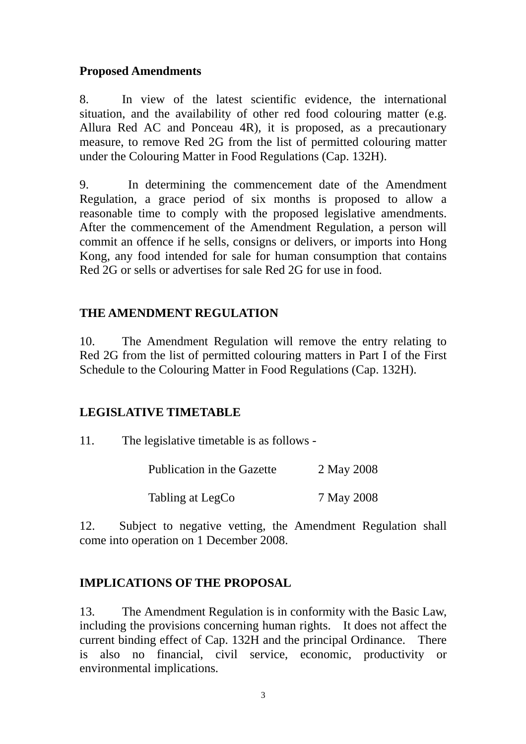**Proposed Amendments**

8. In view of the latest scientific evidence, the international situation, and the availability of other red food colouring matter (e.g. Allura Red AC and Ponceau 4R), it is proposed, as a precautionary measure, to remove Red 2G from the list of permitted colouring matter under the Colouring Matter in Food Regulations (Cap. 132H).

9. In determining the commencement date of the Amendment Regulation, a grace period of six months is proposed to allow a reasonable time to comply with the proposed legislative amendments. After the commencement of the Amendment Regulation, a person will commit an offence if he sells, consigns or delivers, or imports into Hong Kong, any food intended for sale for human consumption that contains Red 2G or sells or advertises for sale Red 2G for use in food.

## THE AMENDMENT REGULATION

10. The Amendment Regulation will remove the entry relating to Red 2G from the list of permitted colouring matters in Part I of the First Schedule to the Colouring Matter in Food Regulations (Cap. 132H).

## LEGISLATIVE TIMETABLE

11. The legislative timetable is as follows -

| | |
|---|---|
| Publication in the Gazette | 2 May 2008 |
| Tabling at LegCo | 7 May 2008 |

12. Subject to negative vetting, the Amendment Regulation shall come into operation on 1 December 2008.

## IMPLICATIONS OF THE PROPOSAL

13. The Amendment Regulation is in conformity with the Basic Law, including the provisions concerning human rights. It does not affect the current binding effect of Cap. 132H and the principal Ordinance. There is also no financial, civil service, economic, productivity or environmental implications.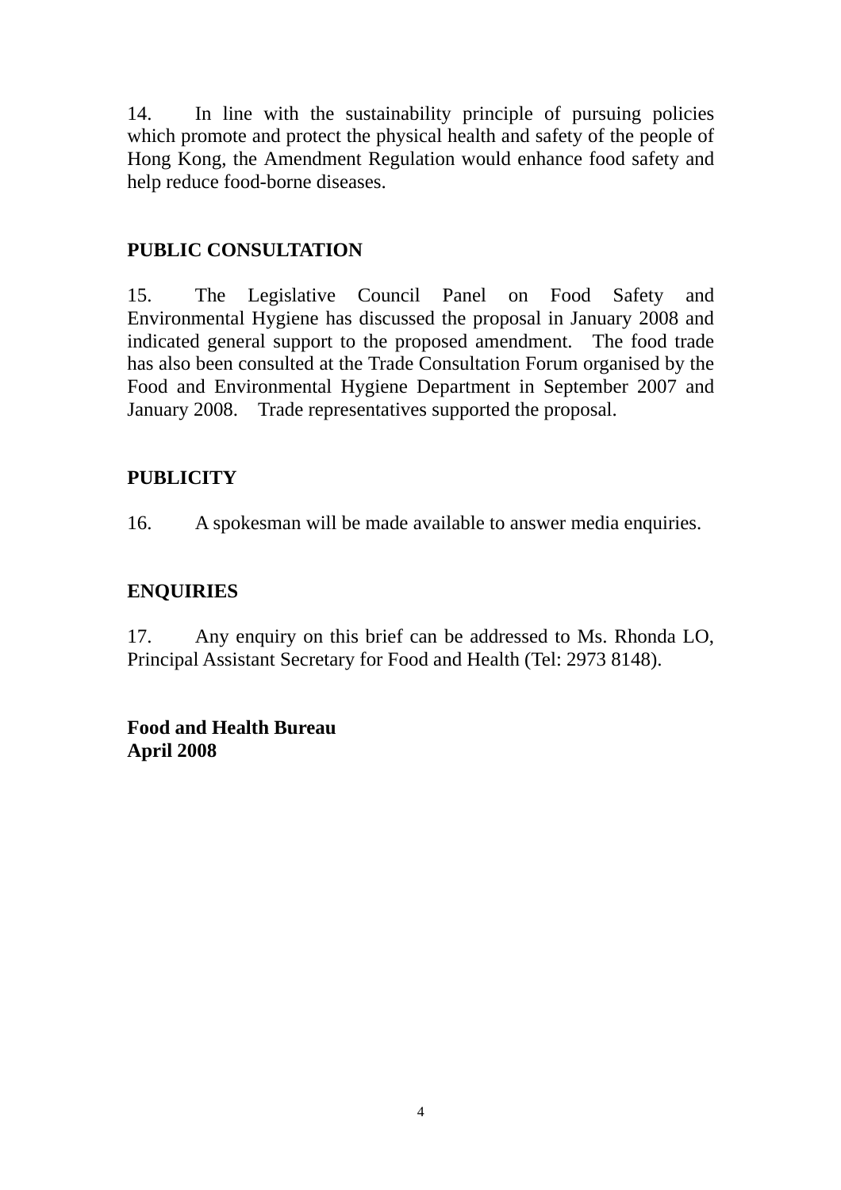14. In line with the sustainability principle of pursuing policies which promote and protect the physical health and safety of the people of Hong Kong, the Amendment Regulation would enhance food safety and help reduce food-borne diseases.

## PUBLIC CONSULTATION

15. The Legislative Council Panel on Food Safety and Environmental Hygiene has discussed the proposal in January 2008 and indicated general support to the proposed amendment. The food trade has also been consulted at the Trade Consultation Forum organised by the Food and Environmental Hygiene Department in September 2007 and January 2008. Trade representatives supported the proposal.

## PUBLICITY

16. A spokesman will be made available to answer media enquiries.

## ENQUIRIES

17. Any enquiry on this brief can be addressed to Ms. Rhonda LO, Principal Assistant Secretary for Food and Health (Tel: 2973 8148).

**Food and Health Bureau**
**April 2008**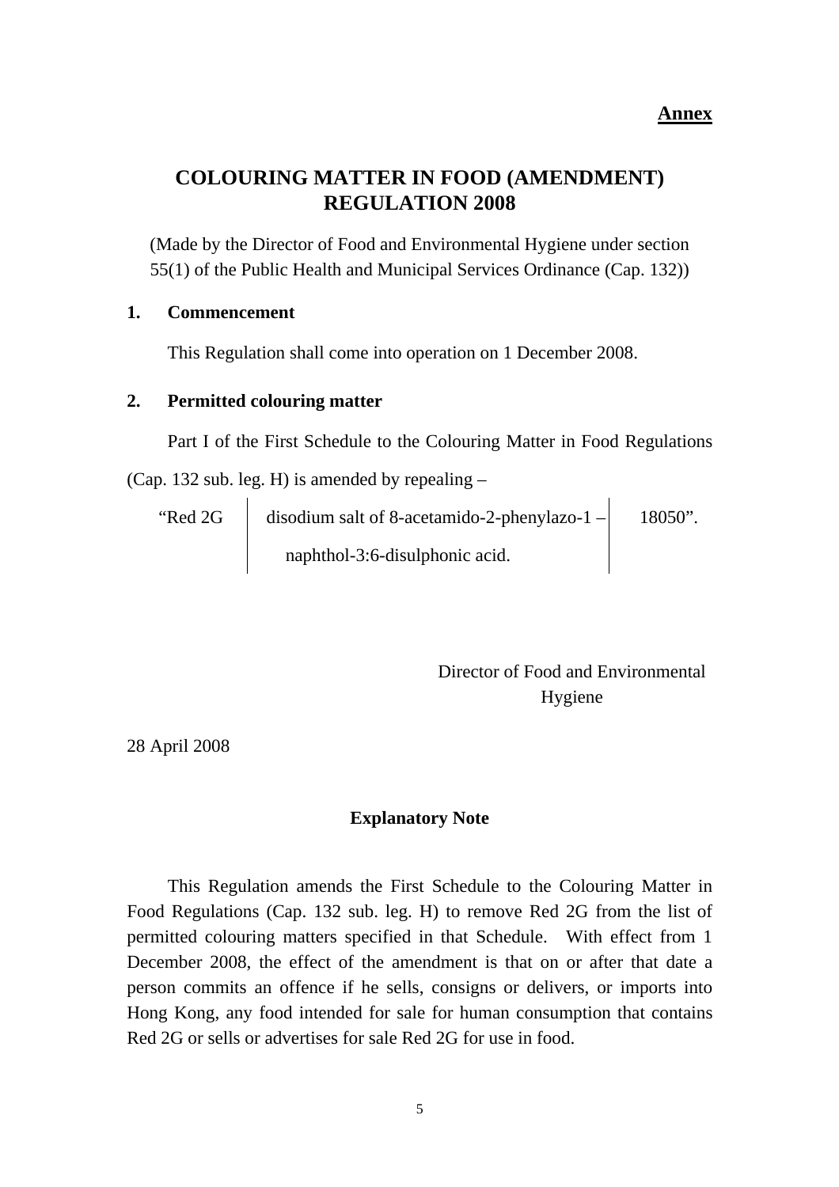**Annex**

# COLOURING MATTER IN FOOD (AMENDMENT) REGULATION 2008

(Made by the Director of Food and Environmental Hygiene under section 55(1) of the Public Health and Municipal Services Ordinance (Cap. 132))

**1. Commencement**

This Regulation shall come into operation on 1 December 2008.

**2. Permitted colouring matter**

Part I of the First Schedule to the Colouring Matter in Food Regulations (Cap. 132 sub. leg. H) is amended by repealing –

| | | |
|---|---|---|
| "Red 2G | disodium salt of 8-acetamido-2-phenylazo-1 – naphthol-3:6-disulphonic acid. | 18050". |

Director of Food and Environmental Hygiene

28 April 2008

**Explanatory Note**

This Regulation amends the First Schedule to the Colouring Matter in Food Regulations (Cap. 132 sub. leg. H) to remove Red 2G from the list of permitted colouring matters specified in that Schedule. With effect from 1 December 2008, the effect of the amendment is that on or after that date a person commits an offence if he sells, consigns or delivers, or imports into Hong Kong, any food intended for sale for human consumption that contains Red 2G or sells or advertises for sale Red 2G for use in food.